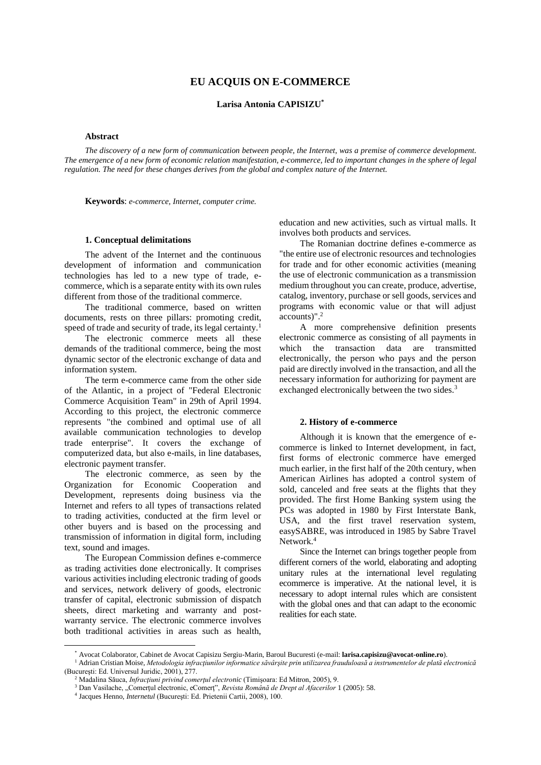# EU ACQUIS ON E-COMMERCE

**Larisa Antonia CAPISIZU***

### Abstract

*The discovery of a new form of communication between people, the Internet, was a premise of commerce development. The emergence of a new form of economic relation manifestation, e-commerce, led to important changes in the sphere of legal regulation. The need for these changes derives from the global and complex nature of the Internet.*

**Keywords**: *e-commerce, Internet, computer crime.*

## 1. Conceptual delimitations

The advent of the Internet and the continuous development of information and communication technologies has led to a new type of trade, e-commerce, which is a separate entity with its own rules different from those of the traditional commerce.

The traditional commerce, based on written documents, rests on three pillars: promoting credit, speed of trade and security of trade, its legal certainty.[1]

The electronic commerce meets all these demands of the traditional commerce, being the most dynamic sector of the electronic exchange of data and information system.

The term e-commerce came from the other side of the Atlantic, in a project of "Federal Electronic Commerce Acquisition Team" in 29th of April 1994. According to this project, the electronic commerce represents "the combined and optimal use of all available communication technologies to develop trade enterprise". It covers the exchange of computerized data, but also e-mails, in line databases, electronic payment transfer.

The electronic commerce, as seen by the Organization for Economic Cooperation and Development, represents doing business via the Internet and refers to all types of transactions related to trading activities, conducted at the firm level or other buyers and is based on the processing and transmission of information in digital form, including text, sound and images.

The European Commission defines e-commerce as trading activities done electronically. It comprises various activities including electronic trading of goods and services, network delivery of goods, electronic transfer of capital, electronic submission of dispatch sheets, direct marketing and warranty and post-warranty service. The electronic commerce involves both traditional activities in areas such as health, education and new activities, such as virtual malls. It involves both products and services.

The Romanian doctrine defines e-commerce as "the entire use of electronic resources and technologies for trade and for other economic activities (meaning the use of electronic communication as a transmission medium throughout you can create, produce, advertise, catalog, inventory, purchase or sell goods, services and programs with economic value or that will adjust accounts)".[2]

A more comprehensive definition presents electronic commerce as consisting of all payments in which the transaction data are transmitted electronically, the person who pays and the person paid are directly involved in the transaction, and all the necessary information for authorizing for payment are exchanged electronically between the two sides.[3]

## 2. History of e-commerce

Although it is known that the emergence of e-commerce is linked to Internet development, in fact, first forms of electronic commerce have emerged much earlier, in the first half of the 20th century, when American Airlines has adopted a control system of sold, canceled and free seats at the flights that they provided. The first Home Banking system using the PCs was adopted in 1980 by First Interstate Bank, USA, and the first travel reservation system, easySABRE, was introduced in 1985 by Sabre Travel Network.[4]

Since the Internet can brings together people from different corners of the world, elaborating and adopting unitary rules at the international level regulating ecommerce is imperative. At the national level, it is necessary to adopt internal rules which are consistent with the global ones and that can adapt to the economic realities for each state.

---

\* Avocat Colaborator, Cabinet de Avocat Capisizu Sergiu-Marin, Baroul Bucuresti (e-mail: **larisa.capisizu@avocat-online.ro**).

[1] Adrian Cristian Moise, *Metodologia infracţiunilor informatice săvârşite prin utilizarea frauduloasă a instrumentelor de plată electronică* (Bucureşti: Ed. Universul Juridic, 2001), 277.

[2] Madalina Săuca, *Infracţiuni privind comerţul electronic* (Timişoara: Ed Mitron, 2005), 9.

[3] Dan Vasilache, „Comerţul electronic, eComerţ", *Revista Română de Drept al Afacerilor* 1 (2005): 58.

[4] Jacques Henno, *Internetul* (Bucureşti: Ed. Prietenii Cartii, 2008), 100.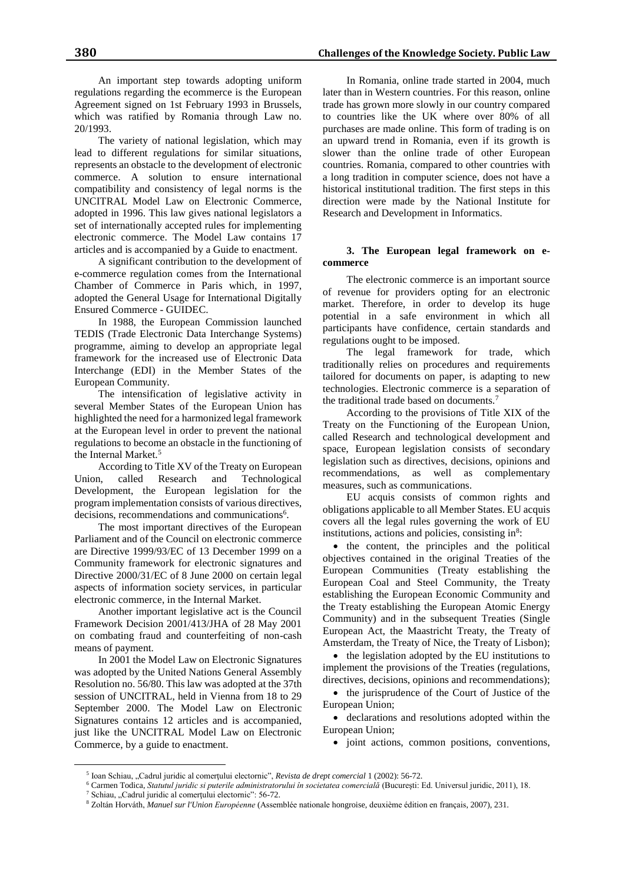An important step towards adopting uniform regulations regarding the ecommerce is the European Agreement signed on 1st February 1993 in Brussels, which was ratified by Romania through Law no. 20/1993.

The variety of national legislation, which may lead to different regulations for similar situations, represents an obstacle to the development of electronic commerce. A solution to ensure international compatibility and consistency of legal norms is the UNCITRAL Model Law on Electronic Commerce, adopted in 1996. This law gives national legislators a set of internationally accepted rules for implementing electronic commerce. The Model Law contains 17 articles and is accompanied by a Guide to enactment.

A significant contribution to the development of e-commerce regulation comes from the International Chamber of Commerce in Paris which, in 1997, adopted the General Usage for International Digitally Ensured Commerce - GUIDEC.

In 1988, the European Commission launched TEDIS (Trade Electronic Data Interchange Systems) programme, aiming to develop an appropriate legal framework for the increased use of Electronic Data Interchange (EDI) in the Member States of the European Community.

The intensification of legislative activity in several Member States of the European Union has highlighted the need for a harmonized legal framework at the European level in order to prevent the national regulations to become an obstacle in the functioning of the Internal Market.[5]

According to Title XV of the Treaty on European Union, called Research and Technological Development, the European legislation for the program implementation consists of various directives, decisions, recommendations and communications[6].

The most important directives of the European Parliament and of the Council on electronic commerce are Directive 1999/93/EC of 13 December 1999 on a Community framework for electronic signatures and Directive 2000/31/EC of 8 June 2000 on certain legal aspects of information society services, in particular electronic commerce, in the Internal Market.

Another important legislative act is the Council Framework Decision 2001/413/JHA of 28 May 2001 on combating fraud and counterfeiting of non-cash means of payment.

In 2001 the Model Law on Electronic Signatures was adopted by the United Nations General Assembly Resolution no. 56/80. This law was adopted at the 37th session of UNCITRAL, held in Vienna from 18 to 29 September 2000. The Model Law on Electronic Signatures contains 12 articles and is accompanied, just like the UNCITRAL Model Law on Electronic Commerce, by a guide to enactment.

In Romania, online trade started in 2004, much later than in Western countries. For this reason, online trade has grown more slowly in our country compared to countries like the UK where over 80% of all purchases are made online. This form of trading is on an upward trend in Romania, even if its growth is slower than the online trade of other European countries. Romania, compared to other countries with a long tradition in computer science, does not have a historical institutional tradition. The first steps in this direction were made by the National Institute for Research and Development in Informatics.

### 3. The European legal framework on e-commerce

The electronic commerce is an important source of revenue for providers opting for an electronic market. Therefore, in order to develop its huge potential in a safe environment in which all participants have confidence, certain standards and regulations ought to be imposed.

The legal framework for trade, which traditionally relies on procedures and requirements tailored for documents on paper, is adapting to new technologies. Electronic commerce is a separation of the traditional trade based on documents.[7]

According to the provisions of Title XIX of the Treaty on the Functioning of the European Union, called Research and technological development and space, European legislation consists of secondary legislation such as directives, decisions, opinions and recommendations, as well as complementary measures, such as communications.

EU acquis consists of common rights and obligations applicable to all Member States. EU acquis covers all the legal rules governing the work of EU institutions, actions and policies, consisting in[8]:

- the content, the principles and the political objectives contained in the original Treaties of the European Communities (Treaty establishing the European Coal and Steel Community, the Treaty establishing the European Economic Community and the Treaty establishing the European Atomic Energy Community) and in the subsequent Treaties (Single European Act, the Maastricht Treaty, the Treaty of Amsterdam, the Treaty of Nice, the Treaty of Lisbon);
- the legislation adopted by the EU institutions to implement the provisions of the Treaties (regulations, directives, decisions, opinions and recommendations);
- the jurisprudence of the Court of Justice of the European Union;
- declarations and resolutions adopted within the European Union;
- joint actions, common positions, conventions,

---

[5] Ioan Schiau, „Cadrul juridic al comerțului electornic", *Revista de drept comercial* 1 (2002): 56-72.

[6] Carmen Todica, *Statutul juridic si puterile administratorului în societatea comercială* (București: Ed. Universul juridic, 2011), 18.

[7] Schiau, „Cadrul juridic al comerțului electornic": 56-72.

[8] Zoltán Horváth, *Manuel sur l'Union Européenne* (Assemblée nationale hongroise, deuxième édition en français, 2007), 231.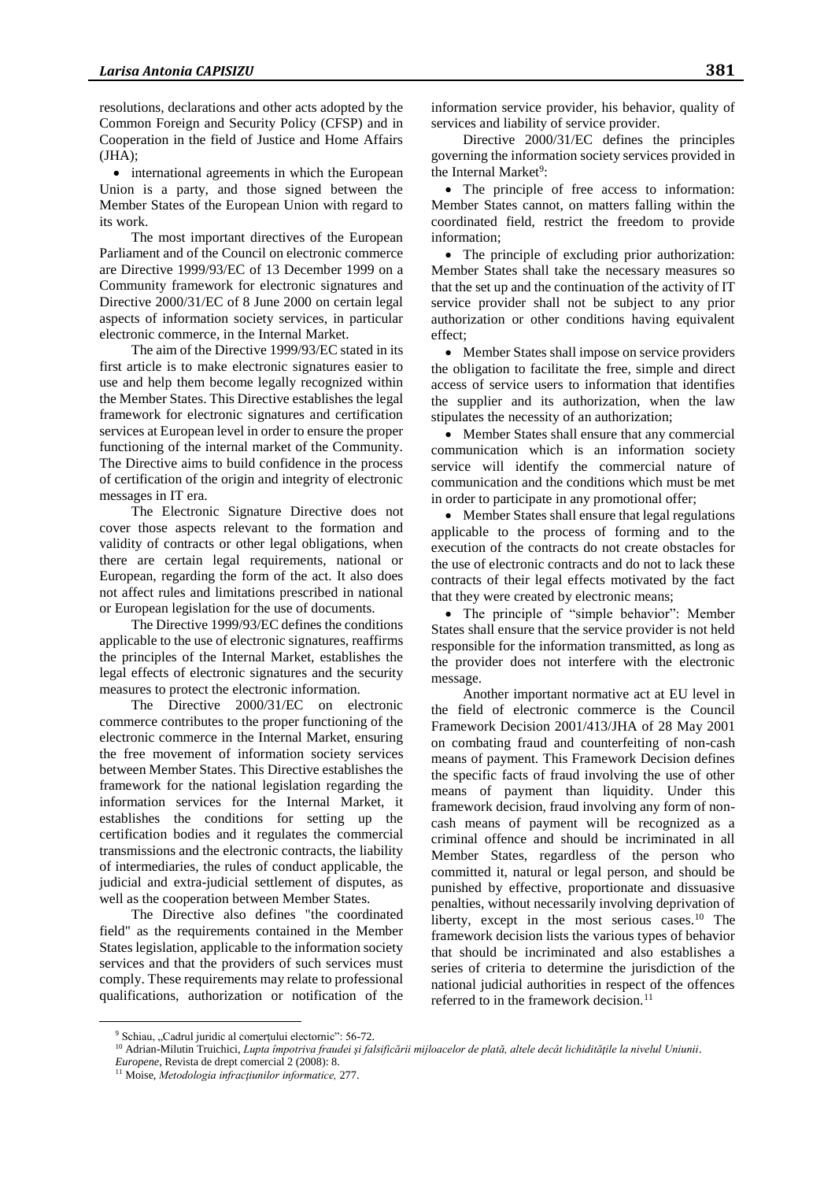resolutions, declarations and other acts adopted by the Common Foreign and Security Policy (CFSP) and in Cooperation in the field of Justice and Home Affairs (JHA);

- international agreements in which the European Union is a party, and those signed between the Member States of the European Union with regard to its work.

The most important directives of the European Parliament and of the Council on electronic commerce are Directive 1999/93/EC of 13 December 1999 on a Community framework for electronic signatures and Directive 2000/31/EC of 8 June 2000 on certain legal aspects of information society services, in particular electronic commerce, in the Internal Market.

The aim of the Directive 1999/93/EC stated in its first article is to make electronic signatures easier to use and help them become legally recognized within the Member States. This Directive establishes the legal framework for electronic signatures and certification services at European level in order to ensure the proper functioning of the internal market of the Community. The Directive aims to build confidence in the process of certification of the origin and integrity of electronic messages in IT era.

The Electronic Signature Directive does not cover those aspects relevant to the formation and validity of contracts or other legal obligations, when there are certain legal requirements, national or European, regarding the form of the act. It also does not affect rules and limitations prescribed in national or European legislation for the use of documents.

The Directive 1999/93/EC defines the conditions applicable to the use of electronic signatures, reaffirms the principles of the Internal Market, establishes the legal effects of electronic signatures and the security measures to protect the electronic information.

The Directive 2000/31/EC on electronic commerce contributes to the proper functioning of the electronic commerce in the Internal Market, ensuring the free movement of information society services between Member States. This Directive establishes the framework for the national legislation regarding the information services for the Internal Market, it establishes the conditions for setting up the certification bodies and it regulates the commercial transmissions and the electronic contracts, the liability of intermediaries, the rules of conduct applicable, the judicial and extra-judicial settlement of disputes, as well as the cooperation between Member States.

The Directive also defines "the coordinated field" as the requirements contained in the Member States legislation, applicable to the information society services and that the providers of such services must comply. These requirements may relate to professional qualifications, authorization or notification of the information service provider, his behavior, quality of services and liability of service provider.

Directive 2000/31/EC defines the principles governing the information society services provided in the Internal Market[9]:

- The principle of free access to information: Member States cannot, on matters falling within the coordinated field, restrict the freedom to provide information;
- The principle of excluding prior authorization: Member States shall take the necessary measures so that the set up and the continuation of the activity of IT service provider shall not be subject to any prior authorization or other conditions having equivalent effect;
- Member States shall impose on service providers the obligation to facilitate the free, simple and direct access of service users to information that identifies the supplier and its authorization, when the law stipulates the necessity of an authorization;
- Member States shall ensure that any commercial communication which is an information society service will identify the commercial nature of communication and the conditions which must be met in order to participate in any promotional offer;
- Member States shall ensure that legal regulations applicable to the process of forming and to the execution of the contracts do not create obstacles for the use of electronic contracts and do not to lack these contracts of their legal effects motivated by the fact that they were created by electronic means;
- The principle of "simple behavior": Member States shall ensure that the service provider is not held responsible for the information transmitted, as long as the provider does not interfere with the electronic message.

Another important normative act at EU level in the field of electronic commerce is the Council Framework Decision 2001/413/JHA of 28 May 2001 on combating fraud and counterfeiting of non-cash means of payment. This Framework Decision defines the specific facts of fraud involving the use of other means of payment than liquidity. Under this framework decision, fraud involving any form of non-cash means of payment will be recognized as a criminal offence and should be incriminated in all Member States, regardless of the person who committed it, natural or legal person, and should be punished by effective, proportionate and dissuasive penalties, without necessarily involving deprivation of liberty, except in the most serious cases.[10] The framework decision lists the various types of behavior that should be incriminated and also establishes a series of criteria to determine the jurisdiction of the national judicial authorities in respect of the offences referred to in the framework decision.[11]

---

[9] Schiau, „Cadrul juridic al comerțului electornic": 56-72.

[10] Adrian-Milutin Truichici, *Lupta împotriva fraudei și falsificării mijloacelor de plată, altele decât lichiditățile la nivelul Uniunii. Europene*, Revista de drept comercial 2 (2008): 8.

[11] Moise, *Metodologia infracțiunilor informatice,* 277.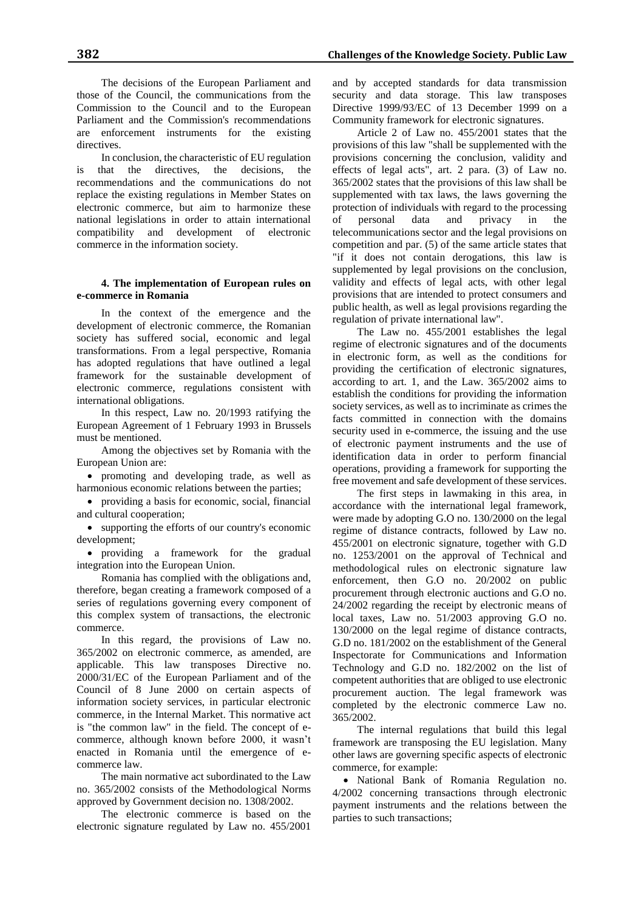The decisions of the European Parliament and those of the Council, the communications from the Commission to the Council and to the European Parliament and the Commission's recommendations are enforcement instruments for the existing directives.

In conclusion, the characteristic of EU regulation is that the directives, the decisions, the recommendations and the communications do not replace the existing regulations in Member States on electronic commerce, but aim to harmonize these national legislations in order to attain international compatibility and development of electronic commerce in the information society.

#### 4. The implementation of European rules on e-commerce in Romania

In the context of the emergence and the development of electronic commerce, the Romanian society has suffered social, economic and legal transformations. From a legal perspective, Romania has adopted regulations that have outlined a legal framework for the sustainable development of electronic commerce, regulations consistent with international obligations.

In this respect, Law no. 20/1993 ratifying the European Agreement of 1 February 1993 in Brussels must be mentioned.

Among the objectives set by Romania with the European Union are:

- promoting and developing trade, as well as harmonious economic relations between the parties;
- providing a basis for economic, social, financial and cultural cooperation;
- supporting the efforts of our country's economic development;
- providing a framework for the gradual integration into the European Union.

Romania has complied with the obligations and, therefore, began creating a framework composed of a series of regulations governing every component of this complex system of transactions, the electronic commerce.

In this regard, the provisions of Law no. 365/2002 on electronic commerce, as amended, are applicable. This law transposes Directive no. 2000/31/EC of the European Parliament and of the Council of 8 June 2000 on certain aspects of information society services, in particular electronic commerce, in the Internal Market. This normative act is "the common law" in the field. The concept of e-commerce, although known before 2000, it wasn't enacted in Romania until the emergence of e-commerce law.

The main normative act subordinated to the Law no. 365/2002 consists of the Methodological Norms approved by Government decision no. 1308/2002.

The electronic commerce is based on the electronic signature regulated by Law no. 455/2001 and by accepted standards for data transmission security and data storage. This law transposes Directive 1999/93/EC of 13 December 1999 on a Community framework for electronic signatures.

Article 2 of Law no. 455/2001 states that the provisions of this law "shall be supplemented with the provisions concerning the conclusion, validity and effects of legal acts", art. 2 para. (3) of Law no. 365/2002 states that the provisions of this law shall be supplemented with tax laws, the laws governing the protection of individuals with regard to the processing of personal data and privacy in the telecommunications sector and the legal provisions on competition and par. (5) of the same article states that "if it does not contain derogations, this law is supplemented by legal provisions on the conclusion, validity and effects of legal acts, with other legal provisions that are intended to protect consumers and public health, as well as legal provisions regarding the regulation of private international law".

The Law no. 455/2001 establishes the legal regime of electronic signatures and of the documents in electronic form, as well as the conditions for providing the certification of electronic signatures, according to art. 1, and the Law. 365/2002 aims to establish the conditions for providing the information society services, as well as to incriminate as crimes the facts committed in connection with the domains security used in e-commerce, the issuing and the use of electronic payment instruments and the use of identification data in order to perform financial operations, providing a framework for supporting the free movement and safe development of these services.

The first steps in lawmaking in this area, in accordance with the international legal framework, were made by adopting G.O no. 130/2000 on the legal regime of distance contracts, followed by Law no. 455/2001 on electronic signature, together with G.D no. 1253/2001 on the approval of Technical and methodological rules on electronic signature law enforcement, then G.O no. 20/2002 on public procurement through electronic auctions and G.O no. 24/2002 regarding the receipt by electronic means of local taxes, Law no. 51/2003 approving G.O no. 130/2000 on the legal regime of distance contracts, G.D no. 181/2002 on the establishment of the General Inspectorate for Communications and Information Technology and G.D no. 182/2002 on the list of competent authorities that are obliged to use electronic procurement auction. The legal framework was completed by the electronic commerce Law no. 365/2002.

The internal regulations that build this legal framework are transposing the EU legislation. Many other laws are governing specific aspects of electronic commerce, for example:

- National Bank of Romania Regulation no. 4/2002 concerning transactions through electronic payment instruments and the relations between the parties to such transactions;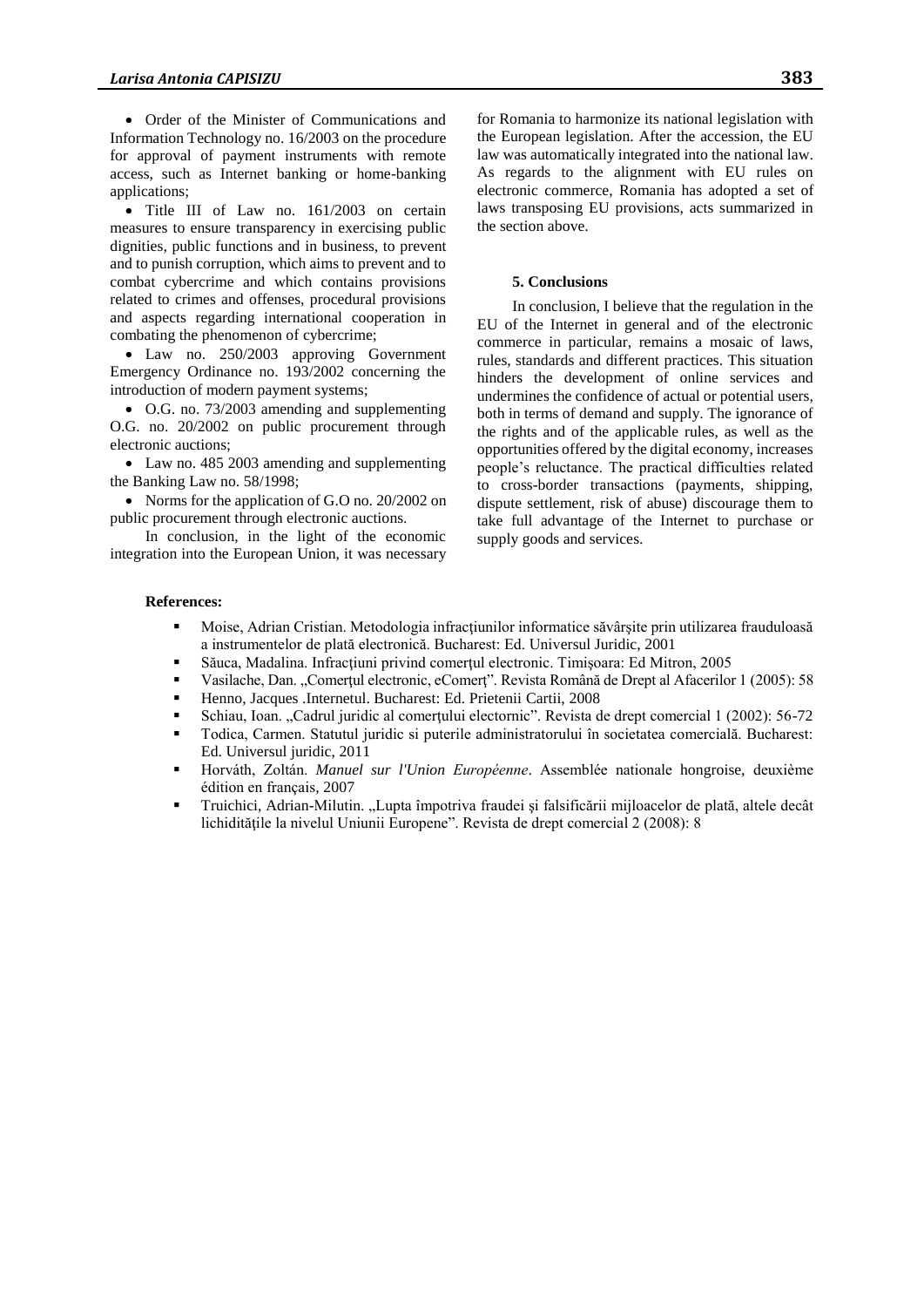- Order of the Minister of Communications and Information Technology no. 16/2003 on the procedure for approval of payment instruments with remote access, such as Internet banking or home-banking applications;
- Title III of Law no. 161/2003 on certain measures to ensure transparency in exercising public dignities, public functions and in business, to prevent and to punish corruption, which aims to prevent and to combat cybercrime and which contains provisions related to crimes and offenses, procedural provisions and aspects regarding international cooperation in combating the phenomenon of cybercrime;
- Law no. 250/2003 approving Government Emergency Ordinance no. 193/2002 concerning the introduction of modern payment systems;
- O.G. no. 73/2003 amending and supplementing O.G. no. 20/2002 on public procurement through electronic auctions;
- Law no. 485 2003 amending and supplementing the Banking Law no. 58/1998;
- Norms for the application of G.O no. 20/2002 on public procurement through electronic auctions.

In conclusion, in the light of the economic integration into the European Union, it was necessary for Romania to harmonize its national legislation with the European legislation. After the accession, the EU law was automatically integrated into the national law. As regards to the alignment with EU rules on electronic commerce, Romania has adopted a set of laws transposing EU provisions, acts summarized in the section above.

### 5. Conclusions

In conclusion, I believe that the regulation in the EU of the Internet in general and of the electronic commerce in particular, remains a mosaic of laws, rules, standards and different practices. This situation hinders the development of online services and undermines the confidence of actual or potential users, both in terms of demand and supply. The ignorance of the rights and of the applicable rules, as well as the opportunities offered by the digital economy, increases people's reluctance. The practical difficulties related to cross-border transactions (payments, shipping, dispute settlement, risk of abuse) discourage them to take full advantage of the Internet to purchase or supply goods and services.

**References:**

- Moise, Adrian Cristian. Metodologia infracţiunilor informatice săvârşite prin utilizarea frauduloasă a instrumentelor de plată electronică. Bucharest: Ed. Universul Juridic, 2001
- Săuca, Madalina. Infracţiuni privind comerţul electronic. Timişoara: Ed Mitron, 2005
- Vasilache, Dan. „Comerţul electronic, eComerţ". Revista Română de Drept al Afacerilor 1 (2005): 58
- Henno, Jacques .Internetul. Bucharest: Ed. Prietenii Cartii, 2008
- Schiau, Ioan. „Cadrul juridic al comerţului electornic". Revista de drept comercial 1 (2002): 56-72
- Todica, Carmen. Statutul juridic si puterile administratorului în societatea comercială. Bucharest: Ed. Universul juridic, 2011
- Horváth, Zoltán. *Manuel sur l'Union Européenne*. Assemblée nationale hongroise, deuxième édition en français, 2007
- Truichici, Adrian-Milutin. „Lupta împotriva fraudei şi falsificării mijloacelor de plată, altele decât lichidităţile la nivelul Uniunii Europene". Revista de drept comercial 2 (2008): 8